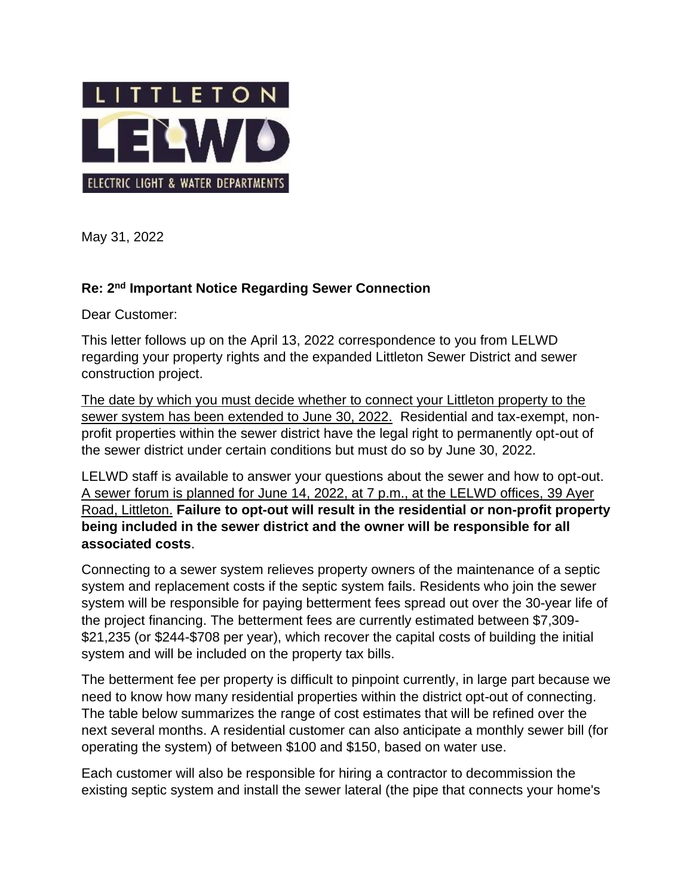LITTLETON

LELWD

ELECTRIC LIGHT & WATER DEPARTMENTS

May 31, 2022

**Re: 2nd Important Notice Regarding Sewer Connection**

Dear Customer:

This letter follows up on the April 13, 2022 correspondence to you from LELWD regarding your property rights and the expanded Littleton Sewer District and sewer construction project.

The date by which you must decide whether to connect your Littleton property to the sewer system has been extended to June 30, 2022. Residential and tax-exempt, non-profit properties within the sewer district have the legal right to permanently opt-out of the sewer district under certain conditions but must do so by June 30, 2022.

LELWD staff is available to answer your questions about the sewer and how to opt-out. A sewer forum is planned for June 14, 2022, at 7 p.m., at the LELWD offices, 39 Ayer Road, Littleton. **Failure to opt-out will result in the residential or non-profit property being included in the sewer district and the owner will be responsible for all associated costs**.

Connecting to a sewer system relieves property owners of the maintenance of a septic system and replacement costs if the septic system fails. Residents who join the sewer system will be responsible for paying betterment fees spread out over the 30-year life of the project financing. The betterment fees are currently estimated between $7,309-$21,235 (or $244-$708 per year), which recover the capital costs of building the initial system and will be included on the property tax bills.

The betterment fee per property is difficult to pinpoint currently, in large part because we need to know how many residential properties within the district opt-out of connecting. The table below summarizes the range of cost estimates that will be refined over the next several months. A residential customer can also anticipate a monthly sewer bill (for operating the system) of between $100 and $150, based on water use.

Each customer will also be responsible for hiring a contractor to decommission the existing septic system and install the sewer lateral (the pipe that connects your home's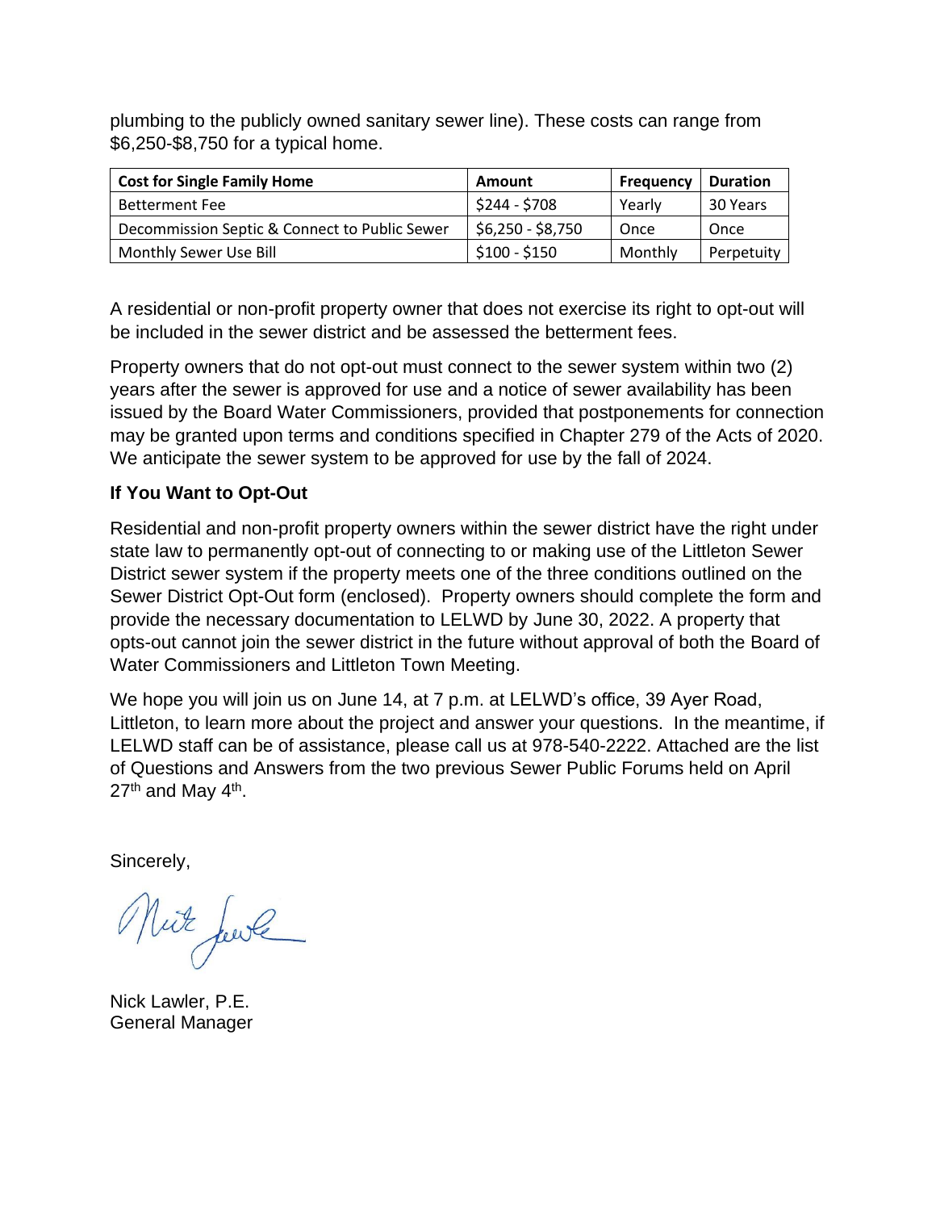plumbing to the publicly owned sanitary sewer line). These costs can range from $6,250-$8,750 for a typical home.

| Cost for Single Family Home | Amount | Frequency | Duration |
|---|---|---|---|
| Betterment Fee | $244 - $708 | Yearly | 30 Years |
| Decommission Septic & Connect to Public Sewer | $6,250 - $8,750 | Once | Once |
| Monthly Sewer Use Bill | $100 - $150 | Monthly | Perpetuity |

A residential or non-profit property owner that does not exercise its right to opt-out will be included in the sewer district and be assessed the betterment fees.

Property owners that do not opt-out must connect to the sewer system within two (2) years after the sewer is approved for use and a notice of sewer availability has been issued by the Board Water Commissioners, provided that postponements for connection may be granted upon terms and conditions specified in Chapter 279 of the Acts of 2020. We anticipate the sewer system to be approved for use by the fall of 2024.

**If You Want to Opt-Out**

Residential and non-profit property owners within the sewer district have the right under state law to permanently opt-out of connecting to or making use of the Littleton Sewer District sewer system if the property meets one of the three conditions outlined on the Sewer District Opt-Out form (enclosed). Property owners should complete the form and provide the necessary documentation to LELWD by June 30, 2022. A property that opts-out cannot join the sewer district in the future without approval of both the Board of Water Commissioners and Littleton Town Meeting.

We hope you will join us on June 14, at 7 p.m. at LELWD's office, 39 Ayer Road, Littleton, to learn more about the project and answer your questions. In the meantime, if LELWD staff can be of assistance, please call us at 978-540-2222. Attached are the list of Questions and Answers from the two previous Sewer Public Forums held on April 27th and May 4th.

Sincerely,

Nick Lawler, P.E.
General Manager